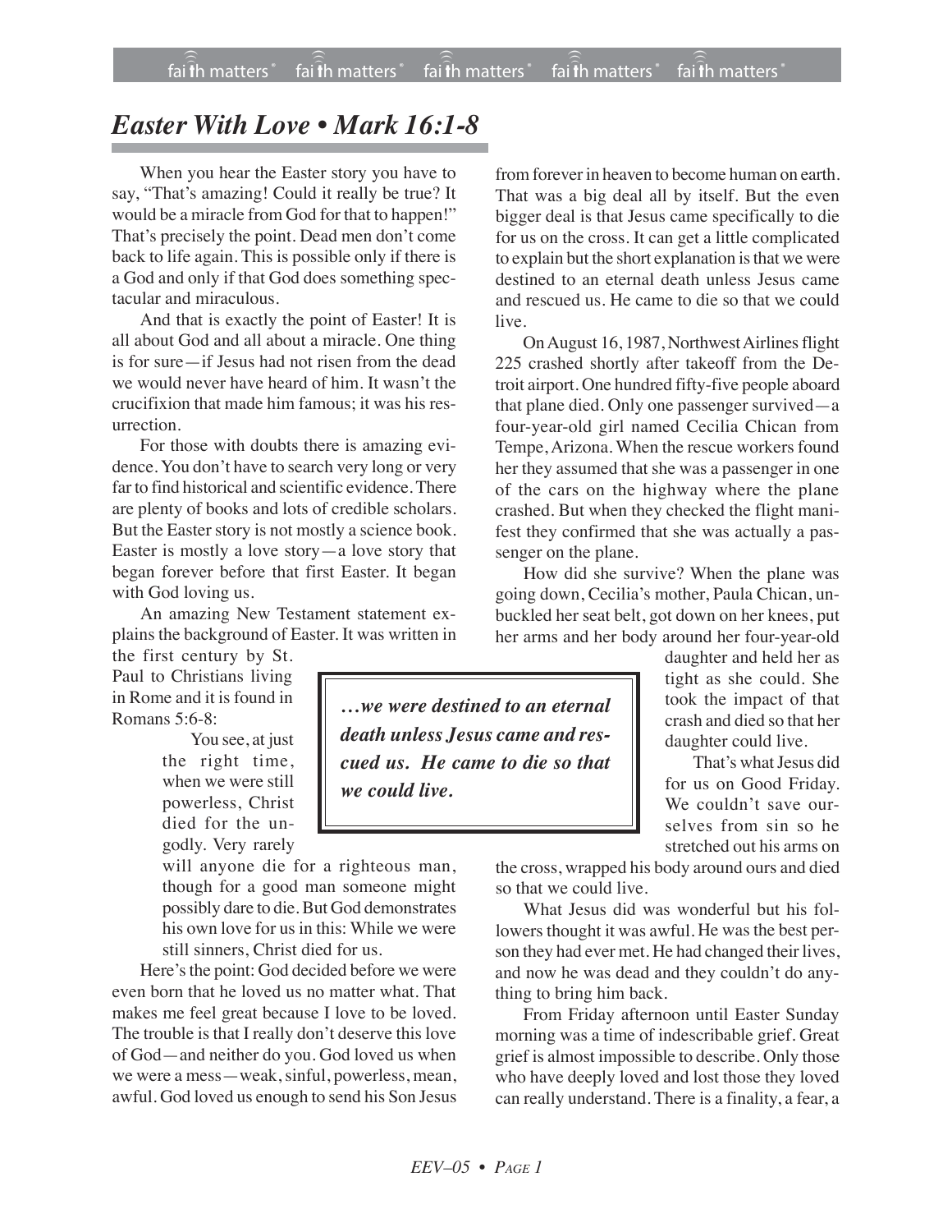## *Easter With Love • Mark 16:1-8*

When you hear the Easter story you have to say, "That's amazing! Could it really be true? It would be a miracle from God for that to happen!" That's precisely the point. Dead men don't come back to life again. This is possible only if there is a God and only if that God does something spectacular and miraculous.

And that is exactly the point of Easter! It is all about God and all about a miracle. One thing is for sure—if Jesus had not risen from the dead we would never have heard of him. It wasn't the crucifixion that made him famous; it was his resurrection.

For those with doubts there is amazing evidence. You don't have to search very long or very far to find historical and scientific evidence. There are plenty of books and lots of credible scholars. But the Easter story is not mostly a science book. Easter is mostly a love story—a love story that began forever before that first Easter. It began with God loving us.

An amazing New Testament statement explains the background of Easter. It was written in the first century by St. Paul to Christians living in Rome and it is found in Romans 5:6-8:

> You see, at just the right time, when we were still powerless, Christ died for the ungodly. Very rarely will anyone die for a righteous man, though for a good man someone might possibly dare to die. But God demonstrates his own love for us in this: While we were still sinners, Christ died for us.

Here's the point: God decided before we were even born that he loved us no matter what. That makes me feel great because I love to be loved. The trouble is that I really don't deserve this love of God—and neither do you. God loved us when we were a mess—weak, sinful, powerless, mean, awful. God loved us enough to send his Son Jesus from forever in heaven to become human on earth. That was a big deal all by itself. But the even bigger deal is that Jesus came specifically to die for us on the cross. It can get a little complicated to explain but the short explanation is that we were destined to an eternal death unless Jesus came and rescued us. He came to die so that we could live.

> ***…we were destined to an eternal death unless Jesus came and rescued us. He came to die so that we could live.***

On August 16, 1987, Northwest Airlines flight 225 crashed shortly after takeoff from the Detroit airport. One hundred fifty-five people aboard that plane died. Only one passenger survived—a four-year-old girl named Cecilia Chican from Tempe, Arizona. When the rescue workers found her they assumed that she was a passenger in one of the cars on the highway where the plane crashed. But when they checked the flight manifest they confirmed that she was actually a passenger on the plane.

How did she survive? When the plane was going down, Cecilia's mother, Paula Chican, unbuckled her seat belt, got down on her knees, put her arms and her body around her four-year-old daughter and held her as tight as she could. She took the impact of that crash and died so that her daughter could live.

That's what Jesus did for us on Good Friday. We couldn't save ourselves from sin so he stretched out his arms on the cross, wrapped his body around ours and died so that we could live.

What Jesus did was wonderful but his followers thought it was awful. He was the best person they had ever met. He had changed their lives, and now he was dead and they couldn't do anything to bring him back.

From Friday afternoon until Easter Sunday morning was a time of indescribable grief. Great grief is almost impossible to describe. Only those who have deeply loved and lost those they loved can really understand. There is a finality, a fear, a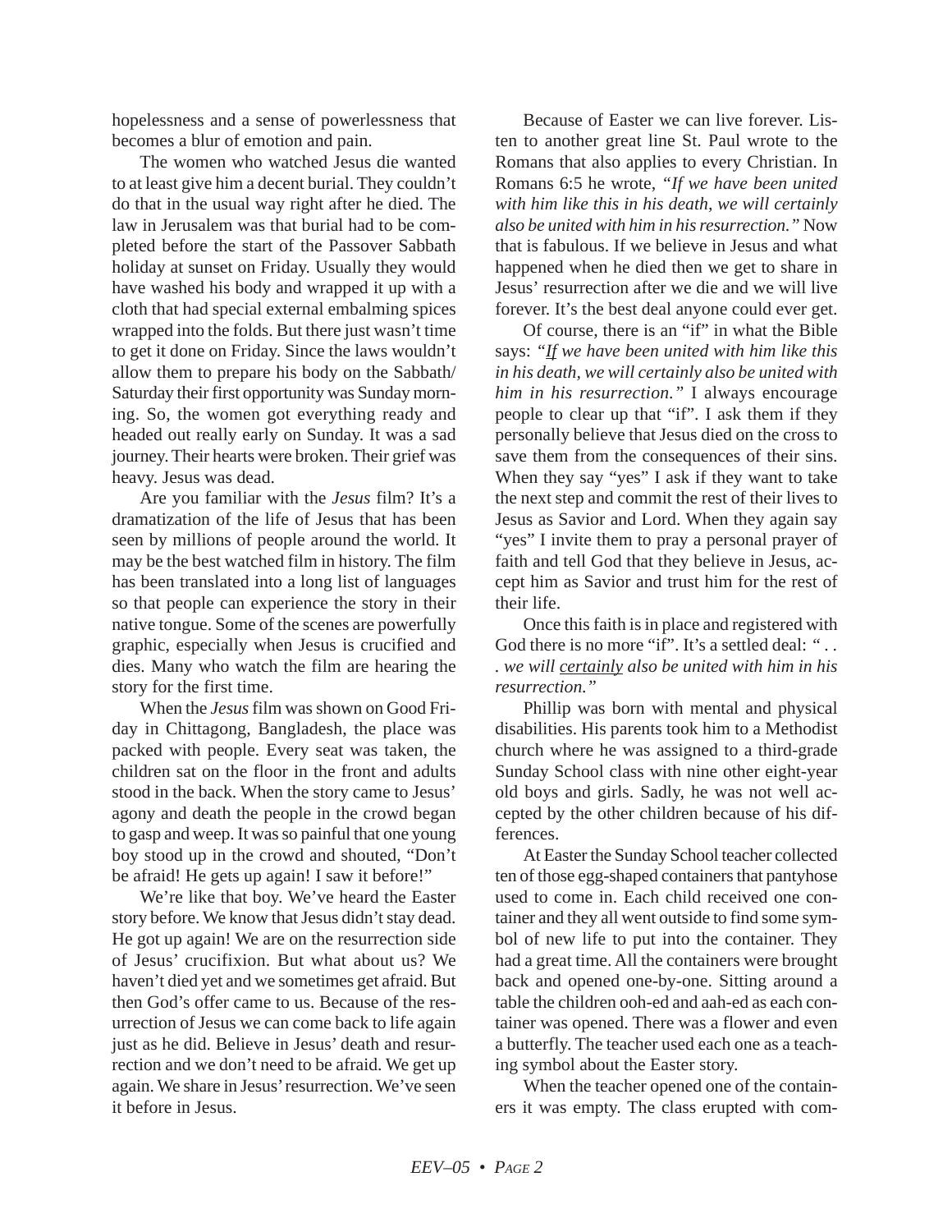hopelessness and a sense of powerlessness that becomes a blur of emotion and pain.

The women who watched Jesus die wanted to at least give him a decent burial. They couldn't do that in the usual way right after he died. The law in Jerusalem was that burial had to be completed before the start of the Passover Sabbath holiday at sunset on Friday. Usually they would have washed his body and wrapped it up with a cloth that had special external embalming spices wrapped into the folds. But there just wasn't time to get it done on Friday. Since the laws wouldn't allow them to prepare his body on the Sabbath/Saturday their first opportunity was Sunday morning. So, the women got everything ready and headed out really early on Sunday. It was a sad journey. Their hearts were broken. Their grief was heavy. Jesus was dead.

Are you familiar with the *Jesus* film? It's a dramatization of the life of Jesus that has been seen by millions of people around the world. It may be the best watched film in history. The film has been translated into a long list of languages so that people can experience the story in their native tongue. Some of the scenes are powerfully graphic, especially when Jesus is crucified and dies. Many who watch the film are hearing the story for the first time.

When the *Jesus* film was shown on Good Friday in Chittagong, Bangladesh, the place was packed with people. Every seat was taken, the children sat on the floor in the front and adults stood in the back. When the story came to Jesus' agony and death the people in the crowd began to gasp and weep. It was so painful that one young boy stood up in the crowd and shouted, "Don't be afraid! He gets up again! I saw it before!"

We're like that boy. We've heard the Easter story before. We know that Jesus didn't stay dead. He got up again! We are on the resurrection side of Jesus' crucifixion. But what about us? We haven't died yet and we sometimes get afraid. But then God's offer came to us. Because of the resurrection of Jesus we can come back to life again just as he did. Believe in Jesus' death and resurrection and we don't need to be afraid. We get up again. We share in Jesus' resurrection. We've seen it before in Jesus.

Because of Easter we can live forever. Listen to another great line St. Paul wrote to the Romans that also applies to every Christian. In Romans 6:5 he wrote, *"If we have been united with him like this in his death, we will certainly also be united with him in his resurrection."* Now that is fabulous. If we believe in Jesus and what happened when he died then we get to share in Jesus' resurrection after we die and we will live forever. It's the best deal anyone could ever get.

Of course, there is an "if" in what the Bible says: *"<u>If</u> we have been united with him like this in his death, we will certainly also be united with him in his resurrection."* I always encourage people to clear up that "if". I ask them if they personally believe that Jesus died on the cross to save them from the consequences of their sins. When they say "yes" I ask if they want to take the next step and commit the rest of their lives to Jesus as Savior and Lord. When they again say "yes" I invite them to pray a personal prayer of faith and tell God that they believe in Jesus, accept him as Savior and trust him for the rest of their life.

Once this faith is in place and registered with God there is no more "if". It's a settled deal: *" . . . we will <u>certainly</u> also be united with him in his resurrection."*

Phillip was born with mental and physical disabilities. His parents took him to a Methodist church where he was assigned to a third-grade Sunday School class with nine other eight-year old boys and girls. Sadly, he was not well accepted by the other children because of his differences.

At Easter the Sunday School teacher collected ten of those egg-shaped containers that pantyhose used to come in. Each child received one container and they all went outside to find some symbol of new life to put into the container. They had a great time. All the containers were brought back and opened one-by-one. Sitting around a table the children ooh-ed and aah-ed as each container was opened. There was a flower and even a butterfly. The teacher used each one as a teaching symbol about the Easter story.

When the teacher opened one of the containers it was empty. The class erupted with com-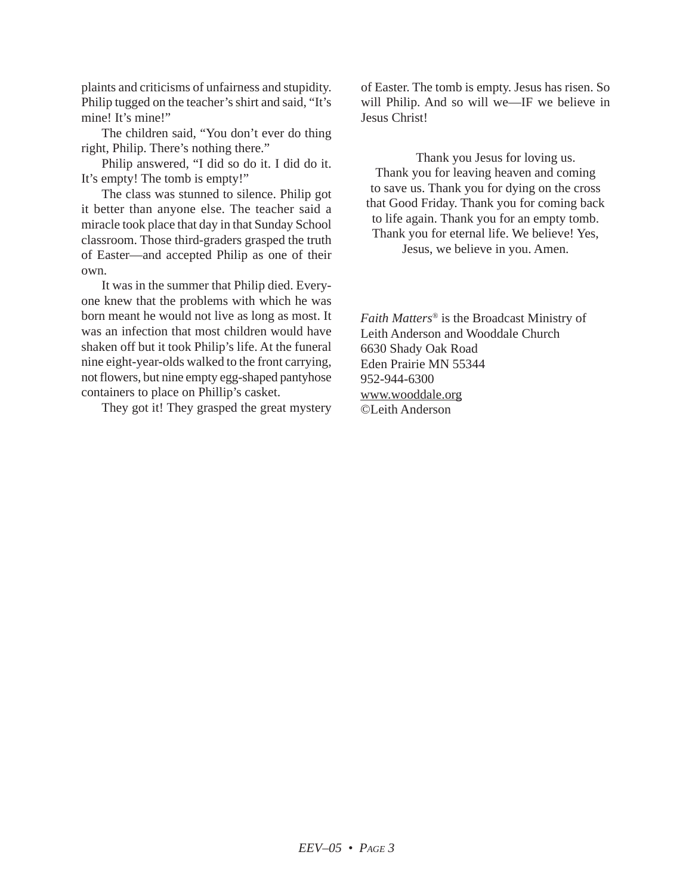plaints and criticisms of unfairness and stupidity. Philip tugged on the teacher's shirt and said, "It's mine! It's mine!"

The children said, "You don't ever do thing right, Philip. There's nothing there."

Philip answered, "I did so do it. I did do it. It's empty! The tomb is empty!"

The class was stunned to silence. Philip got it better than anyone else. The teacher said a miracle took place that day in that Sunday School classroom. Those third-graders grasped the truth of Easter—and accepted Philip as one of their own.

It was in the summer that Philip died. Everyone knew that the problems with which he was born meant he would not live as long as most. It was an infection that most children would have shaken off but it took Philip's life. At the funeral nine eight-year-olds walked to the front carrying, not flowers, but nine empty egg-shaped pantyhose containers to place on Phillip's casket.

They got it! They grasped the great mystery of Easter. The tomb is empty. Jesus has risen. So will Philip. And so will we—IF we believe in Jesus Christ!

Thank you Jesus for loving us.
Thank you for leaving heaven and coming to save us. Thank you for dying on the cross that Good Friday. Thank you for coming back to life again. Thank you for an empty tomb. Thank you for eternal life. We believe! Yes, Jesus, we believe in you. Amen.

*Faith Matters*® is the Broadcast Ministry of
Leith Anderson and Wooddale Church
6630 Shady Oak Road
Eden Prairie MN 55344
952-944-6300
www.wooddale.org
©Leith Anderson